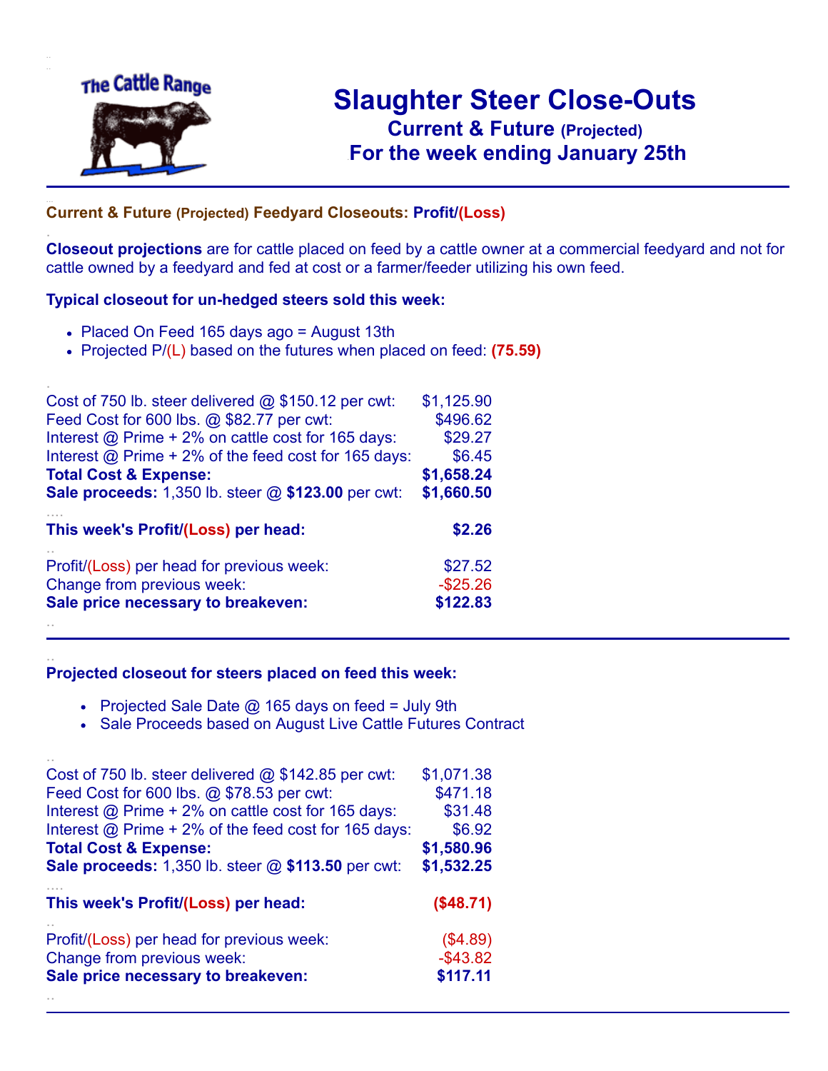The Cattle Range

# Slaughter Steer Close-Outs

## Current & Future (Projected)

## For the week ending January 25th

---

**Current & Future (Projected) Feedyard Closeouts: Profit/(Loss)**

**Closeout projections** are for cattle placed on feed by a cattle owner at a commercial feedyard and not for cattle owned by a feedyard and fed at cost or a farmer/feeder utilizing his own feed.

**Typical closeout for un-hedged steers sold this week:**

- Placed On Feed 165 days ago = August 13th
- Projected P/(L) based on the futures when placed on feed: **(75.59)**

| | |
|---|---|
| Cost of 750 lb. steer delivered @ $150.12 per cwt: | $1,125.90 |
| Feed Cost for 600 lbs. @ $82.77 per cwt: | $496.62 |
| Interest @ Prime + 2% on cattle cost for 165 days: | $29.27 |
| Interest @ Prime + 2% of the feed cost for 165 days: | $6.45 |
| **Total Cost & Expense:** | **$1,658.24** |
| **Sale proceeds:** 1,350 lb. steer @ **$123.00** per cwt: | **$1,660.50** |
| **This week's Profit/(Loss) per head:** | **$2.26** |
| Profit/(Loss) per head for previous week: | $27.52 |
| Change from previous week: | -$25.26 |
| **Sale price necessary to breakeven:** | **$122.83** |

---

**Projected closeout for steers placed on feed this week:**

- Projected Sale Date @ 165 days on feed = July 9th
- Sale Proceeds based on August Live Cattle Futures Contract

| | |
|---|---|
| Cost of 750 lb. steer delivered @ $142.85 per cwt: | $1,071.38 |
| Feed Cost for 600 lbs. @ $78.53 per cwt: | $471.18 |
| Interest @ Prime + 2% on cattle cost for 165 days: | $31.48 |
| Interest @ Prime + 2% of the feed cost for 165 days: | $6.92 |
| **Total Cost & Expense:** | **$1,580.96** |
| **Sale proceeds:** 1,350 lb. steer @ **$113.50** per cwt: | **$1,532.25** |
| **This week's Profit/(Loss) per head:** | **($48.71)** |
| Profit/(Loss) per head for previous week: | ($4.89) |
| Change from previous week: | -$43.82 |
| **Sale price necessary to breakeven:** | **$117.11** |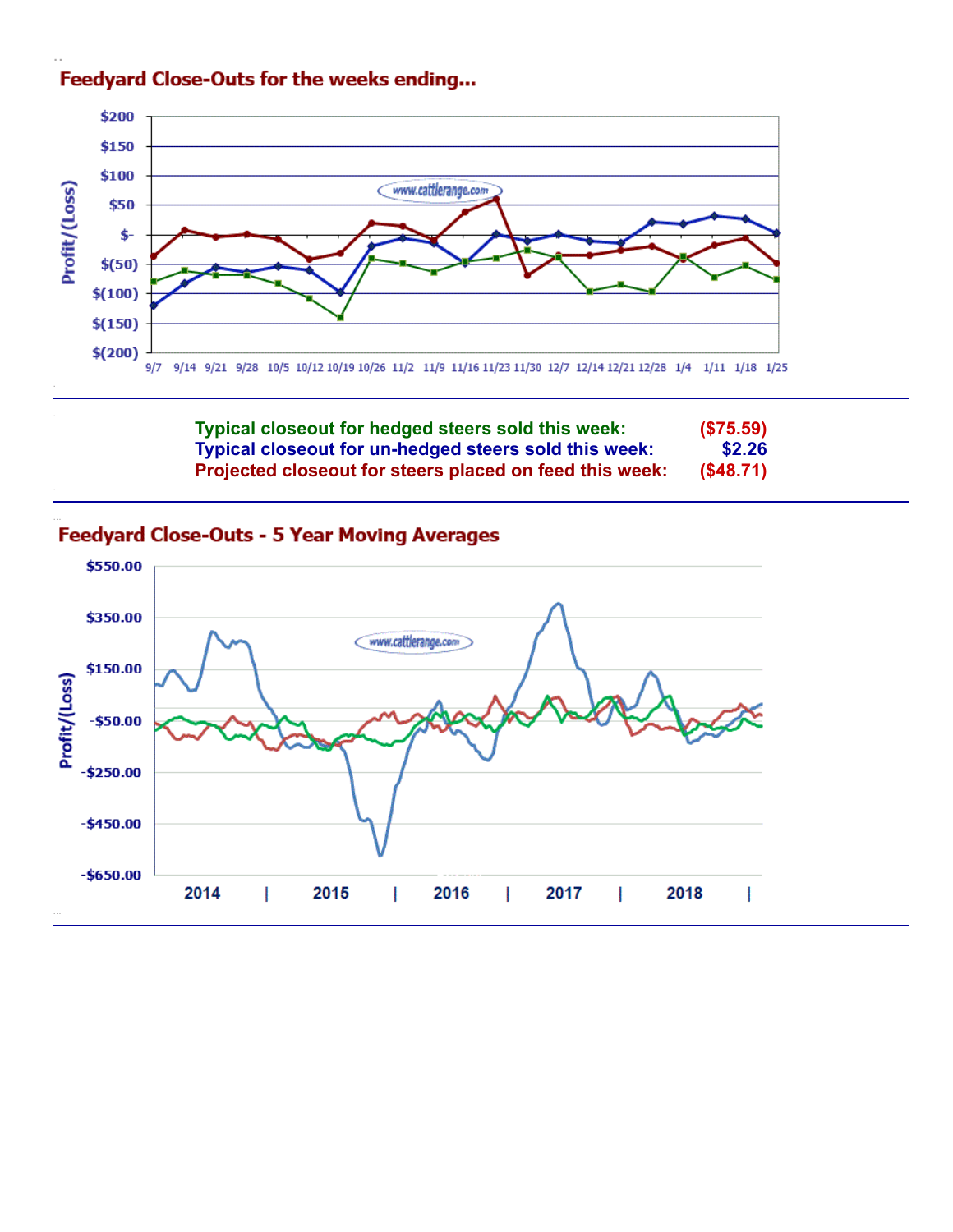## Feedyard Close-Outs for the weeks ending...

$200
$150
$100
$50
$-
$(50)
$(100)
$(150)
$(200)

Profit/(Loss)

www.cattlerange.com

9/7 9/14 9/21 9/28 10/5 10/12 10/19 10/26 11/2 11/9 11/16 11/23 11/30 12/7 12/14 12/21 12/28 1/4 1/11 1/18 1/25

| | |
|---|---|
| Typical closeout for hedged steers sold this week: | ($75.59) |
| Typical closeout for un-hedged steers sold this week: | $2.26 |
| Projected closeout for steers placed on feed this week: | ($48.71) |

## Feedyard Close-Outs - 5 Year Moving Averages

$550.00
$350.00
$150.00
-$50.00
-$250.00
-$450.00
-$650.00

Profit/(Loss)

www.cattlerange.com

2014 | 2015 | 2016 | 2017 | 2018 |